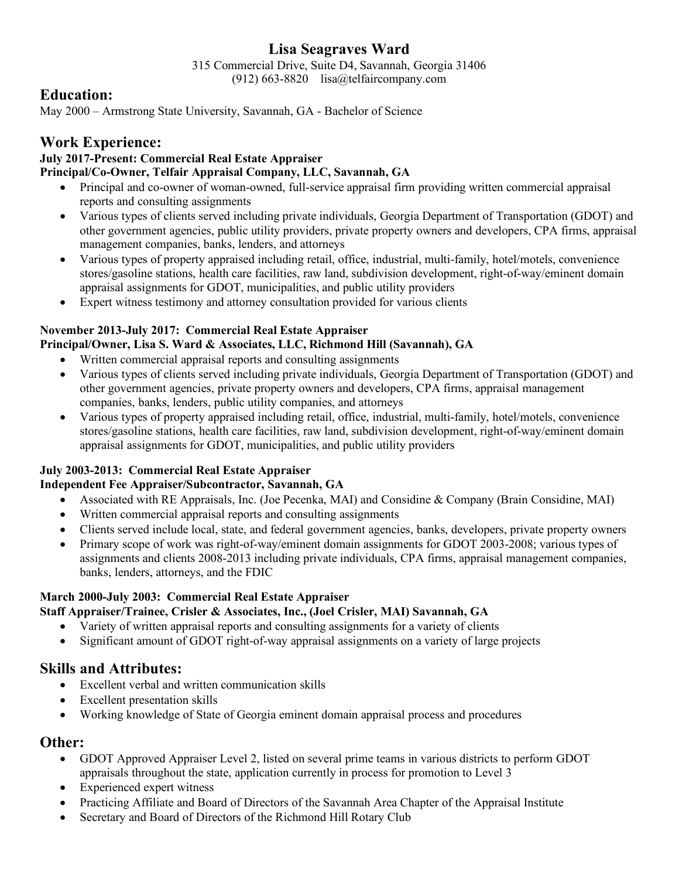# Lisa Seagraves Ward

315 Commercial Drive, Suite D4, Savannah, Georgia 31406
(912) 663-8820    lisa@telfaircompany.com

## Education:

May 2000 – Armstrong State University, Savannah, GA - Bachelor of Science

## Work Experience:

**July 2017-Present: Commercial Real Estate Appraiser**
**Principal/Co-Owner, Telfair Appraisal Company, LLC, Savannah, GA**

- Principal and co-owner of woman-owned, full-service appraisal firm providing written commercial appraisal reports and consulting assignments
- Various types of clients served including private individuals, Georgia Department of Transportation (GDOT) and other government agencies, public utility providers, private property owners and developers, CPA firms, appraisal management companies, banks, lenders, and attorneys
- Various types of property appraised including retail, office, industrial, multi-family, hotel/motels, convenience stores/gasoline stations, health care facilities, raw land, subdivision development, right-of-way/eminent domain appraisal assignments for GDOT, municipalities, and public utility providers
- Expert witness testimony and attorney consultation provided for various clients

**November 2013-July 2017: Commercial Real Estate Appraiser**
**Principal/Owner, Lisa S. Ward & Associates, LLC, Richmond Hill (Savannah), GA**

- Written commercial appraisal reports and consulting assignments
- Various types of clients served including private individuals, Georgia Department of Transportation (GDOT) and other government agencies, private property owners and developers, CPA firms, appraisal management companies, banks, lenders, public utility companies, and attorneys
- Various types of property appraised including retail, office, industrial, multi-family, hotel/motels, convenience stores/gasoline stations, health care facilities, raw land, subdivision development, right-of-way/eminent domain appraisal assignments for GDOT, municipalities, and public utility providers

**July 2003-2013: Commercial Real Estate Appraiser**
**Independent Fee Appraiser/Subcontractor, Savannah, GA**

- Associated with RE Appraisals, Inc. (Joe Pecenka, MAI) and Considine & Company (Brain Considine, MAI)
- Written commercial appraisal reports and consulting assignments
- Clients served include local, state, and federal government agencies, banks, developers, private property owners
- Primary scope of work was right-of-way/eminent domain assignments for GDOT 2003-2008; various types of assignments and clients 2008-2013 including private individuals, CPA firms, appraisal management companies, banks, lenders, attorneys, and the FDIC

**March 2000-July 2003: Commercial Real Estate Appraiser**
**Staff Appraiser/Trainee, Crisler & Associates, Inc., (Joel Crisler, MAI) Savannah, GA**

- Variety of written appraisal reports and consulting assignments for a variety of clients
- Significant amount of GDOT right-of-way appraisal assignments on a variety of large projects

## Skills and Attributes:

- Excellent verbal and written communication skills
- Excellent presentation skills
- Working knowledge of State of Georgia eminent domain appraisal process and procedures

## Other:

- GDOT Approved Appraiser Level 2, listed on several prime teams in various districts to perform GDOT appraisals throughout the state, application currently in process for promotion to Level 3
- Experienced expert witness
- Practicing Affiliate and Board of Directors of the Savannah Area Chapter of the Appraisal Institute
- Secretary and Board of Directors of the Richmond Hill Rotary Club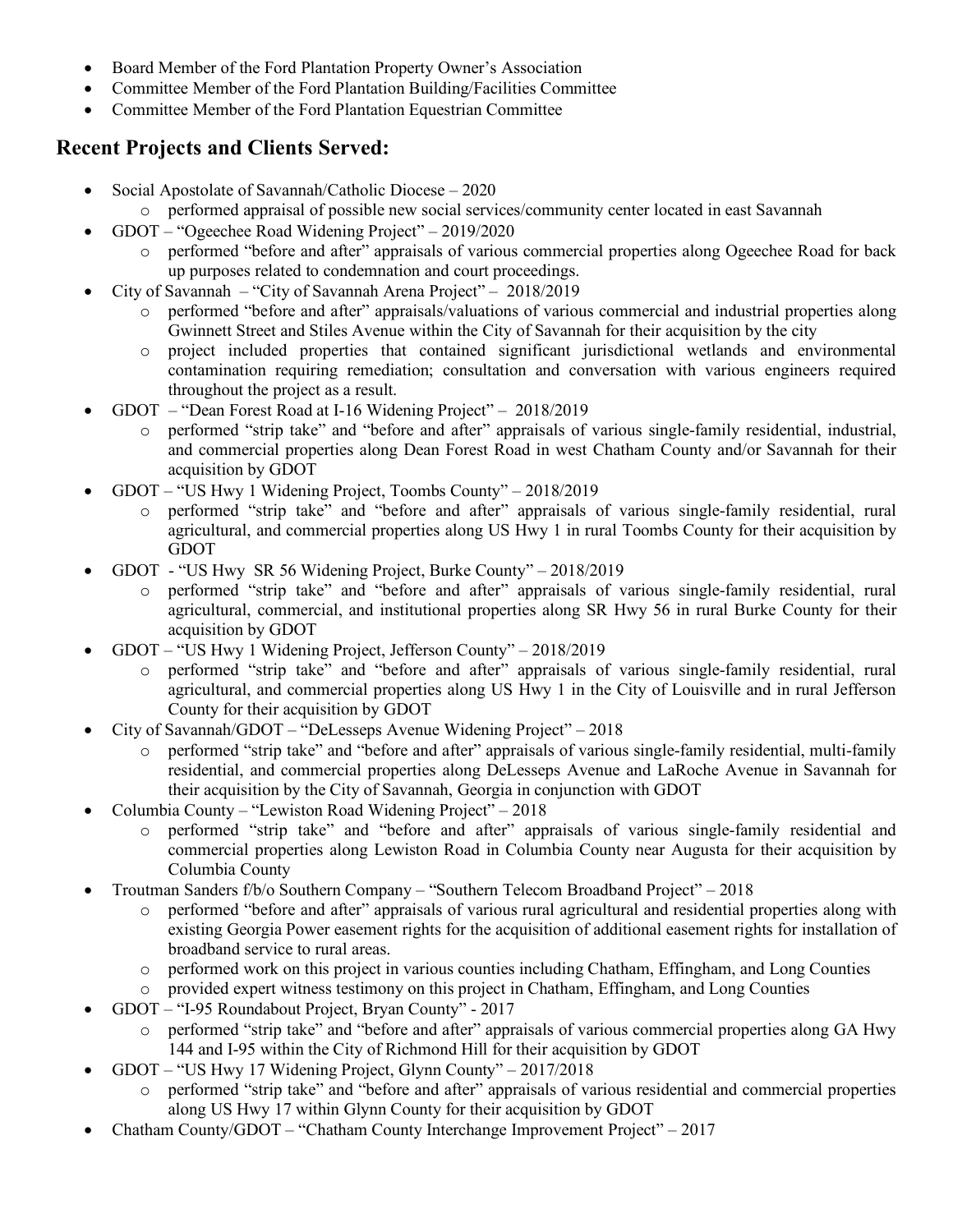- Board Member of the Ford Plantation Property Owner's Association
- Committee Member of the Ford Plantation Building/Facilities Committee
- Committee Member of the Ford Plantation Equestrian Committee

## Recent Projects and Clients Served:

- Social Apostolate of Savannah/Catholic Diocese – 2020
    - performed appraisal of possible new social services/community center located in east Savannah
- GDOT – "Ogeechee Road Widening Project" – 2019/2020
    - performed "before and after" appraisals of various commercial properties along Ogeechee Road for back up purposes related to condemnation and court proceedings.
- City of Savannah – "City of Savannah Arena Project" – 2018/2019
    - performed "before and after" appraisals/valuations of various commercial and industrial properties along Gwinnett Street and Stiles Avenue within the City of Savannah for their acquisition by the city
    - project included properties that contained significant jurisdictional wetlands and environmental contamination requiring remediation; consultation and conversation with various engineers required throughout the project as a result.
- GDOT – "Dean Forest Road at I-16 Widening Project" – 2018/2019
    - performed "strip take" and "before and after" appraisals of various single-family residential, industrial, and commercial properties along Dean Forest Road in west Chatham County and/or Savannah for their acquisition by GDOT
- GDOT – "US Hwy 1 Widening Project, Toombs County" – 2018/2019
    - performed "strip take" and "before and after" appraisals of various single-family residential, rural agricultural, and commercial properties along US Hwy 1 in rural Toombs County for their acquisition by GDOT
- GDOT - "US Hwy SR 56 Widening Project, Burke County" – 2018/2019
    - performed "strip take" and "before and after" appraisals of various single-family residential, rural agricultural, commercial, and institutional properties along SR Hwy 56 in rural Burke County for their acquisition by GDOT
- GDOT – "US Hwy 1 Widening Project, Jefferson County" – 2018/2019
    - performed "strip take" and "before and after" appraisals of various single-family residential, rural agricultural, and commercial properties along US Hwy 1 in the City of Louisville and in rural Jefferson County for their acquisition by GDOT
- City of Savannah/GDOT – "DeLesseps Avenue Widening Project" – 2018
    - performed "strip take" and "before and after" appraisals of various single-family residential, multi-family residential, and commercial properties along DeLesseps Avenue and LaRoche Avenue in Savannah for their acquisition by the City of Savannah, Georgia in conjunction with GDOT
- Columbia County – "Lewiston Road Widening Project" – 2018
    - performed "strip take" and "before and after" appraisals of various single-family residential and commercial properties along Lewiston Road in Columbia County near Augusta for their acquisition by Columbia County
- Troutman Sanders f/b/o Southern Company – "Southern Telecom Broadband Project" – 2018
    - performed "before and after" appraisals of various rural agricultural and residential properties along with existing Georgia Power easement rights for the acquisition of additional easement rights for installation of broadband service to rural areas.
    - performed work on this project in various counties including Chatham, Effingham, and Long Counties
    - provided expert witness testimony on this project in Chatham, Effingham, and Long Counties
- GDOT – "I-95 Roundabout Project, Bryan County" - 2017
    - performed "strip take" and "before and after" appraisals of various commercial properties along GA Hwy 144 and I-95 within the City of Richmond Hill for their acquisition by GDOT
- GDOT – "US Hwy 17 Widening Project, Glynn County" – 2017/2018
    - performed "strip take" and "before and after" appraisals of various residential and commercial properties along US Hwy 17 within Glynn County for their acquisition by GDOT
- Chatham County/GDOT – "Chatham County Interchange Improvement Project" – 2017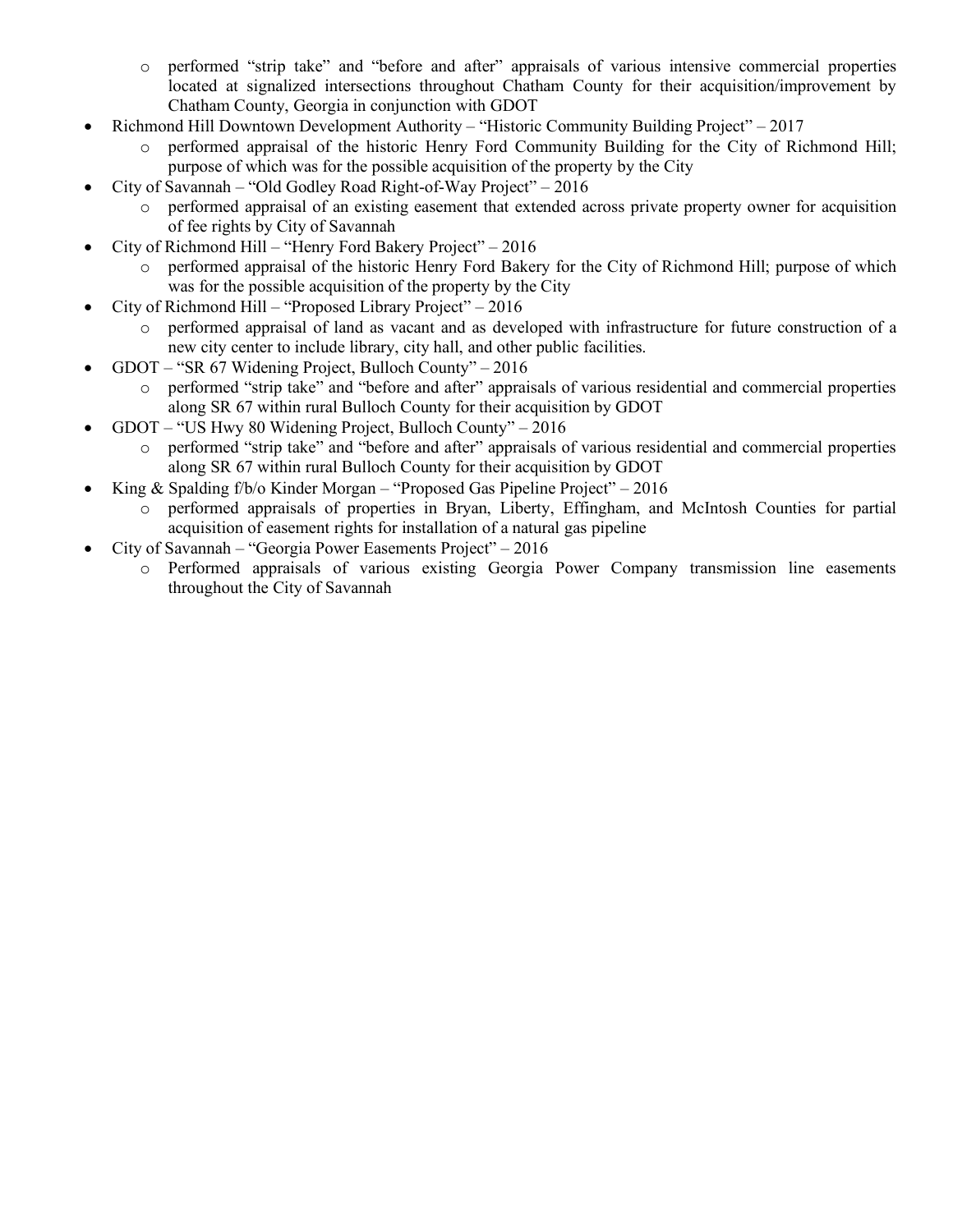- performed "strip take" and "before and after" appraisals of various intensive commercial properties located at signalized intersections throughout Chatham County for their acquisition/improvement by Chatham County, Georgia in conjunction with GDOT
- Richmond Hill Downtown Development Authority – "Historic Community Building Project" – 2017
  - performed appraisal of the historic Henry Ford Community Building for the City of Richmond Hill; purpose of which was for the possible acquisition of the property by the City
- City of Savannah – "Old Godley Road Right-of-Way Project" – 2016
  - performed appraisal of an existing easement that extended across private property owner for acquisition of fee rights by City of Savannah
- City of Richmond Hill – "Henry Ford Bakery Project" – 2016
  - performed appraisal of the historic Henry Ford Bakery for the City of Richmond Hill; purpose of which was for the possible acquisition of the property by the City
- City of Richmond Hill – "Proposed Library Project" – 2016
  - performed appraisal of land as vacant and as developed with infrastructure for future construction of a new city center to include library, city hall, and other public facilities.
- GDOT – "SR 67 Widening Project, Bulloch County" – 2016
  - performed "strip take" and "before and after" appraisals of various residential and commercial properties along SR 67 within rural Bulloch County for their acquisition by GDOT
- GDOT – "US Hwy 80 Widening Project, Bulloch County" – 2016
  - performed "strip take" and "before and after" appraisals of various residential and commercial properties along SR 67 within rural Bulloch County for their acquisition by GDOT
- King & Spalding f/b/o Kinder Morgan – "Proposed Gas Pipeline Project" – 2016
  - performed appraisals of properties in Bryan, Liberty, Effingham, and McIntosh Counties for partial acquisition of easement rights for installation of a natural gas pipeline
- City of Savannah – "Georgia Power Easements Project" – 2016
  - Performed appraisals of various existing Georgia Power Company transmission line easements throughout the City of Savannah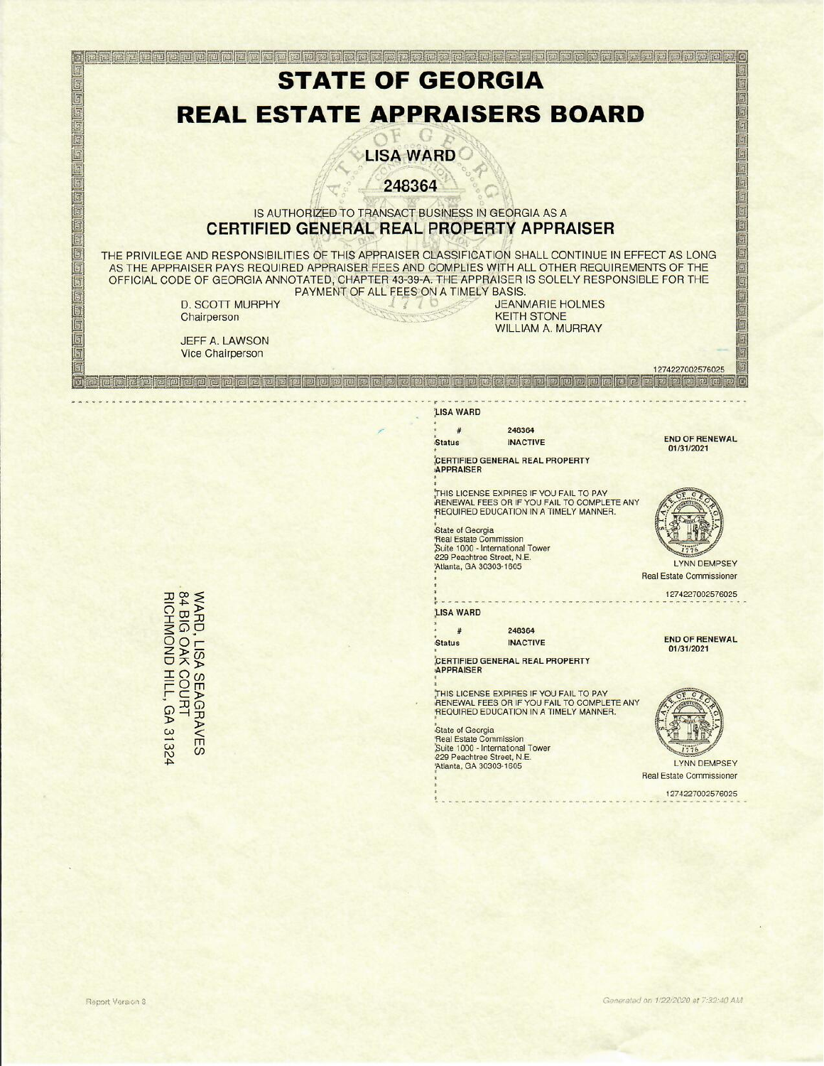# STATE OF GEORGIA

# REAL ESTATE APPRAISERS BOARD

## LISA WARD

## 248364

IS AUTHORIZED TO TRANSACT BUSINESS IN GEORGIA AS A

## CERTIFIED GENERAL REAL PROPERTY APPRAISER

THE PRIVILEGE AND RESPONSIBILITIES OF THIS APPRAISER CLASSIFICATION SHALL CONTINUE IN EFFECT AS LONG AS THE APPRAISER PAYS REQUIRED APPRAISER FEES AND COMPLIES WITH ALL OTHER REQUIREMENTS OF THE OFFICIAL CODE OF GEORGIA ANNOTATED, CHAPTER 43-39-A. THE APPRAISER IS SOLELY RESPONSIBLE FOR THE PAYMENT OF ALL FEES ON A TIMELY BASIS.

D. SCOTT MURPHY
Chairperson

JEFF A. LAWSON
Vice Chairperson

JEANMARIE HOLMES
KEITH STONE
WILLIAM A. MURRAY

1274227002576025

---

WARD, LISA SEAGRAVES
84 BIG OAK COURT
RICHMOND HILL, GA 31324

---

LISA WARD

\# 248364
Status INACTIVE

END OF RENEWAL
01/31/2021

CERTIFIED GENERAL REAL PROPERTY APPRAISER

THIS LICENSE EXPIRES IF YOU FAIL TO PAY RENEWAL FEES OR IF YOU FAIL TO COMPLETE ANY REQUIRED EDUCATION IN A TIMELY MANNER.

State of Georgia
Real Estate Commission
Suite 1000 - International Tower
229 Peachtree Street, N.E.
Atlanta, GA 30303-1605

LYNN DEMPSEY
Real Estate Commissioner

1274227002576025

---

LISA WARD

\# 248364
Status INACTIVE

END OF RENEWAL
01/31/2021

CERTIFIED GENERAL REAL PROPERTY APPRAISER

THIS LICENSE EXPIRES IF YOU FAIL TO PAY RENEWAL FEES OR IF YOU FAIL TO COMPLETE ANY REQUIRED EDUCATION IN A TIMELY MANNER.

State of Georgia
Real Estate Commission
Suite 1000 - International Tower
229 Peachtree Street, N.E.
Atlanta, GA 30303-1605

LYNN DEMPSEY
Real Estate Commissioner

1274227002576025

---

Report Version 3

*Generated on 1/22/2020 at 7:32:40 AM*